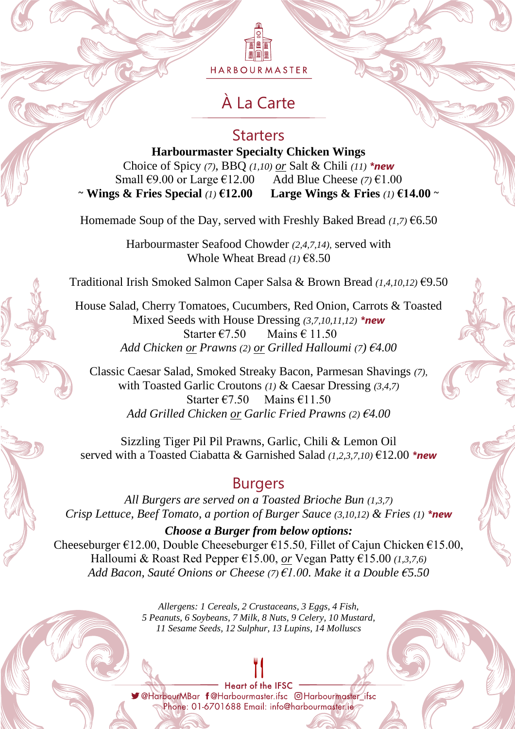HARBOURMASTER

# À La Carte

## Starters

**Harbourmaster Specialty Chicken Wings**

Choice of Spicy *(7)*, BBQ *(1,10)* or Salt & Chili *(11)* ***new**

Small €9.00 or Large €12.00    Add Blue Cheese *(7)* €1.00

~ **Wings & Fries Special** *(1)* **€12.00**    **Large Wings & Fries** *(1)* **€14.00** ~

Homemade Soup of the Day, served with Freshly Baked Bread *(1,7)* €6.50

Harbourmaster Seafood Chowder *(2,4,7,14)*, served with Whole Wheat Bread *(1)* €8.50

Traditional Irish Smoked Salmon Caper Salsa & Brown Bread *(1,4,10,12)* €9.50

House Salad, Cherry Tomatoes, Cucumbers, Red Onion, Carrots & Toasted Mixed Seeds with House Dressing *(3,7,10,11,12)* ***new**

Starter €7.50    Mains € 11.50

*Add Chicken or Prawns (2) or Grilled Halloumi (7) €4.00*

Classic Caesar Salad, Smoked Streaky Bacon, Parmesan Shavings *(7)*, with Toasted Garlic Croutons *(1)* & Caesar Dressing *(3,4,7)*

Starter €7.50    Mains €11.50

*Add Grilled Chicken or Garlic Fried Prawns (2) €4.00*

Sizzling Tiger Pil Pil Prawns, Garlic, Chili & Lemon Oil served with a Toasted Ciabatta & Garnished Salad *(1,2,3,7,10)* €12.00 ***new**

## Burgers

*All Burgers are served on a Toasted Brioche Bun (1,3,7)*

*Crisp Lettuce, Beef Tomato, a portion of Burger Sauce (3,10,12) & Fries (1)* ***new**

***Choose a Burger from below options:***

Cheeseburger €12.00, Double Cheeseburger €15.50, Fillet of Cajun Chicken €15.00, Halloumi & Roast Red Pepper €15.00, or Vegan Patty €15.00 *(1,3,7,6)*

*Add Bacon, Sauté Onions or Cheese (7) €1.00. Make it a Double €5.50*

*Allergens: 1 Cereals, 2 Crustaceans, 3 Eggs, 4 Fish, 5 Peanuts, 6 Soybeans, 7 Milk, 8 Nuts, 9 Celery, 10 Mustard, 11 Sesame Seeds, 12 Sulphur, 13 Lupins, 14 Molluscs*

Heart of the IFSC

@HarbourMBar  @Harbourmaster.ifsc  Harbourmaster_ifsc

Phone: 01-6701688 Email: info@harbourmaster.ie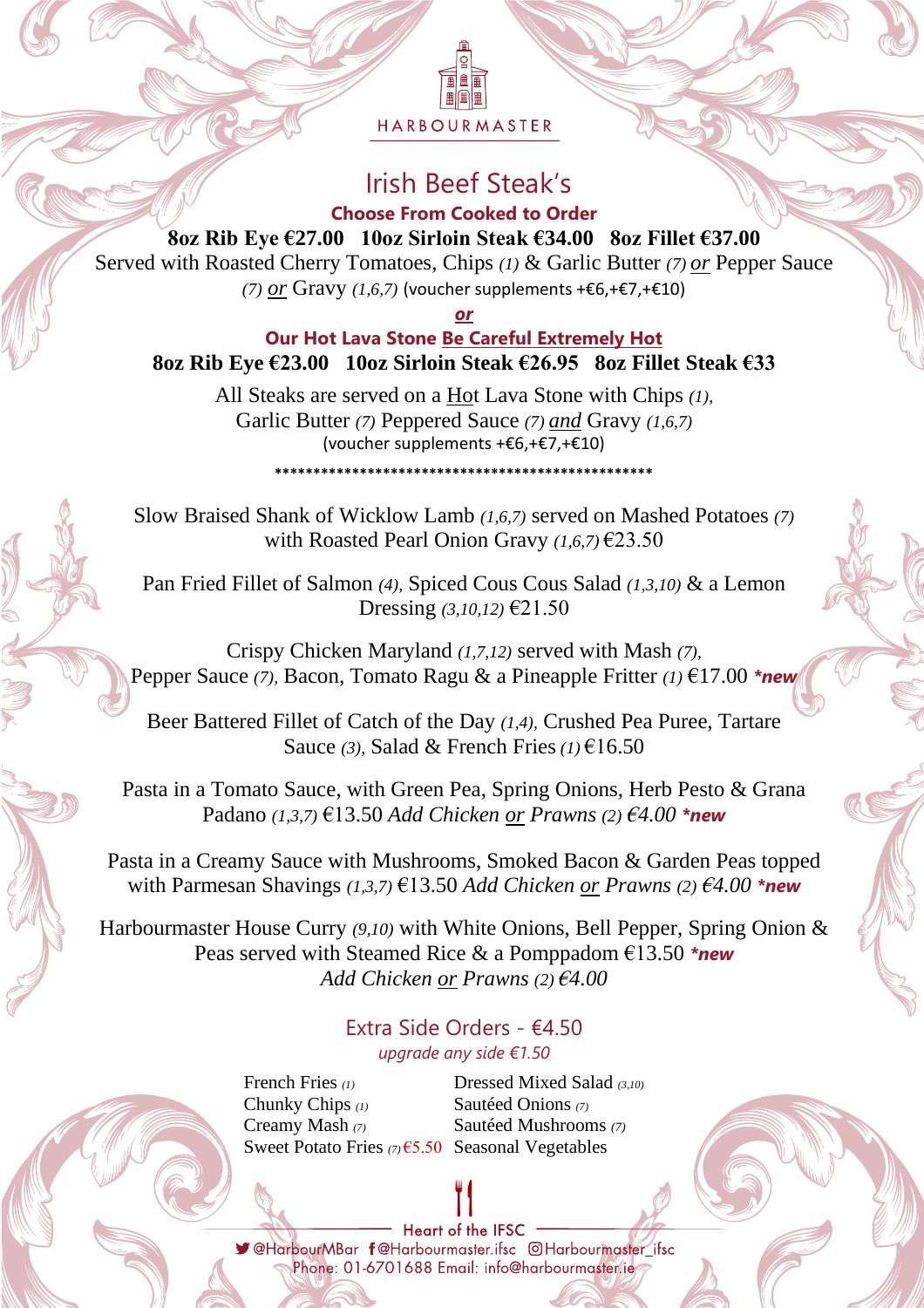HARBOURMASTER

# Irish Beef Steak's

**Choose From Cooked to Order**

**8oz Rib Eye €27.00 10oz Sirloin Steak €34.00 8oz Fillet €37.00**

Served with Roasted Cherry Tomatoes, Chips *(1)* & Garlic Butter *(7)* ***or*** Pepper Sauce *(7)* ***or*** Gravy *(1,6,7)* (voucher supplements +€6,+€7,+€10)

***or***

**Our Hot Lava Stone Be Careful Extremely Hot**

**8oz Rib Eye €23.00 10oz Sirloin Steak €26.95 8oz Fillet Steak €33**

All Steaks are served on a Hot Lava Stone with Chips *(1),* Garlic Butter *(7)* Peppered Sauce *(7)* ***and*** Gravy *(1,6,7)* (voucher supplements +€6,+€7,+€10)

*************************************************

Slow Braised Shank of Wicklow Lamb *(1,6,7)* served on Mashed Potatoes *(7)* with Roasted Pearl Onion Gravy *(1,6,7)* €23.50

Pan Fried Fillet of Salmon *(4),* Spiced Cous Cous Salad *(1,3,10)* & a Lemon Dressing *(3,10,12)* €21.50

Crispy Chicken Maryland *(1,7,12)* served with Mash *(7),* Pepper Sauce *(7),* Bacon, Tomato Ragu & a Pineapple Fritter *(1)* €17.00 ***\*new***

Beer Battered Fillet of Catch of the Day *(1,4),* Crushed Pea Puree, Tartare Sauce *(3),* Salad & French Fries *(1)* €16.50

Pasta in a Tomato Sauce, with Green Pea, Spring Onions, Herb Pesto & Grana Padano *(1,3,7)* €13.50 *Add Chicken or Prawns (2) €4.00* ***\*new***

Pasta in a Creamy Sauce with Mushrooms, Smoked Bacon & Garden Peas topped with Parmesan Shavings *(1,3,7)* €13.50 *Add Chicken or Prawns (2) €4.00* ***\*new***

Harbourmaster House Curry *(9,10)* with White Onions, Bell Pepper, Spring Onion & Peas served with Steamed Rice & a Pomppadom €13.50 ***\*new***
*Add Chicken or Prawns (2) €4.00*

## Extra Side Orders - €4.50

*upgrade any side €1.50*

| | |
|---|---|
| French Fries *(1)* | Dressed Mixed Salad *(3,10)* |
| Chunky Chips *(1)* | Sautéed Onions *(7)* |
| Creamy Mash *(7)* | Sautéed Mushrooms *(7)* |
| Sweet Potato Fries *(7)* €5.50 | Seasonal Vegetables |

Heart of the IFSC

@HarbourMBar @Harbourmaster.ifsc Harbourmaster_ifsc

Phone: 01-6701688 Email: info@harbourmaster.ie